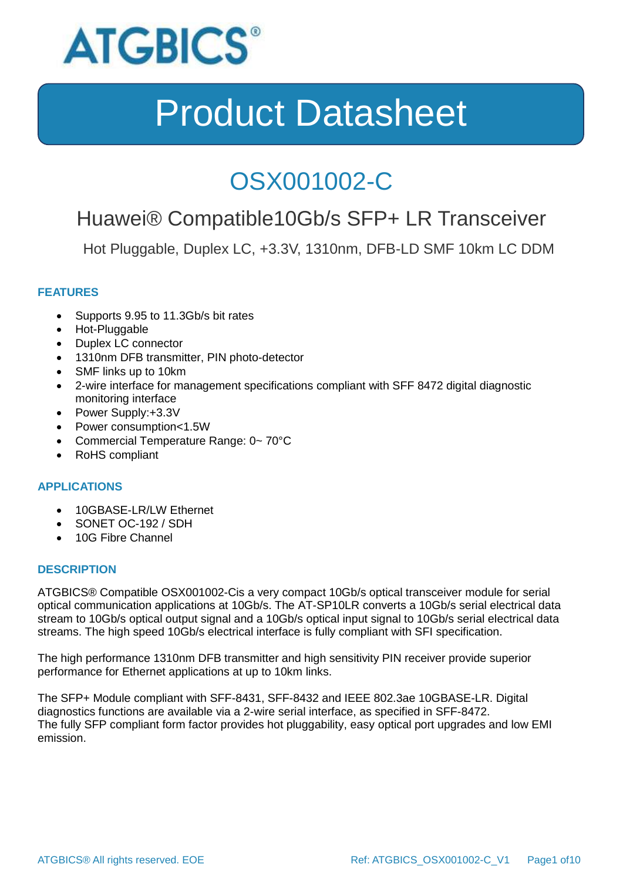ATGBICS®

# Product Datasheet

## OSX001002-C

### Huawei® Compatible10Gb/s SFP+ LR Transceiver

Hot Pluggable, Duplex LC, +3.3V, 1310nm, DFB-LD SMF 10km LC DDM

#### FEATURES

- Supports 9.95 to 11.3Gb/s bit rates
- Hot-Pluggable
- Duplex LC connector
- 1310nm DFB transmitter, PIN photo-detector
- SMF links up to 10km
- 2-wire interface for management specifications compliant with SFF 8472 digital diagnostic monitoring interface
- Power Supply:+3.3V
- Power consumption<1.5W
- Commercial Temperature Range: 0~ 70°C
- RoHS compliant

#### APPLICATIONS

- 10GBASE-LR/LW Ethernet
- SONET OC-192 / SDH
- 10G Fibre Channel

#### DESCRIPTION

ATGBICS® Compatible OSX001002-Cis a very compact 10Gb/s optical transceiver module for serial optical communication applications at 10Gb/s. The AT-SP10LR converts a 10Gb/s serial electrical data stream to 10Gb/s optical output signal and a 10Gb/s optical input signal to 10Gb/s serial electrical data streams. The high speed 10Gb/s electrical interface is fully compliant with SFI specification.

The high performance 1310nm DFB transmitter and high sensitivity PIN receiver provide superior performance for Ethernet applications at up to 10km links.

The SFP+ Module compliant with SFF-8431, SFF-8432 and IEEE 802.3ae 10GBASE-LR. Digital diagnostics functions are available via a 2-wire serial interface, as specified in SFF-8472.
The fully SFP compliant form factor provides hot pluggability, easy optical port upgrades and low EMI emission.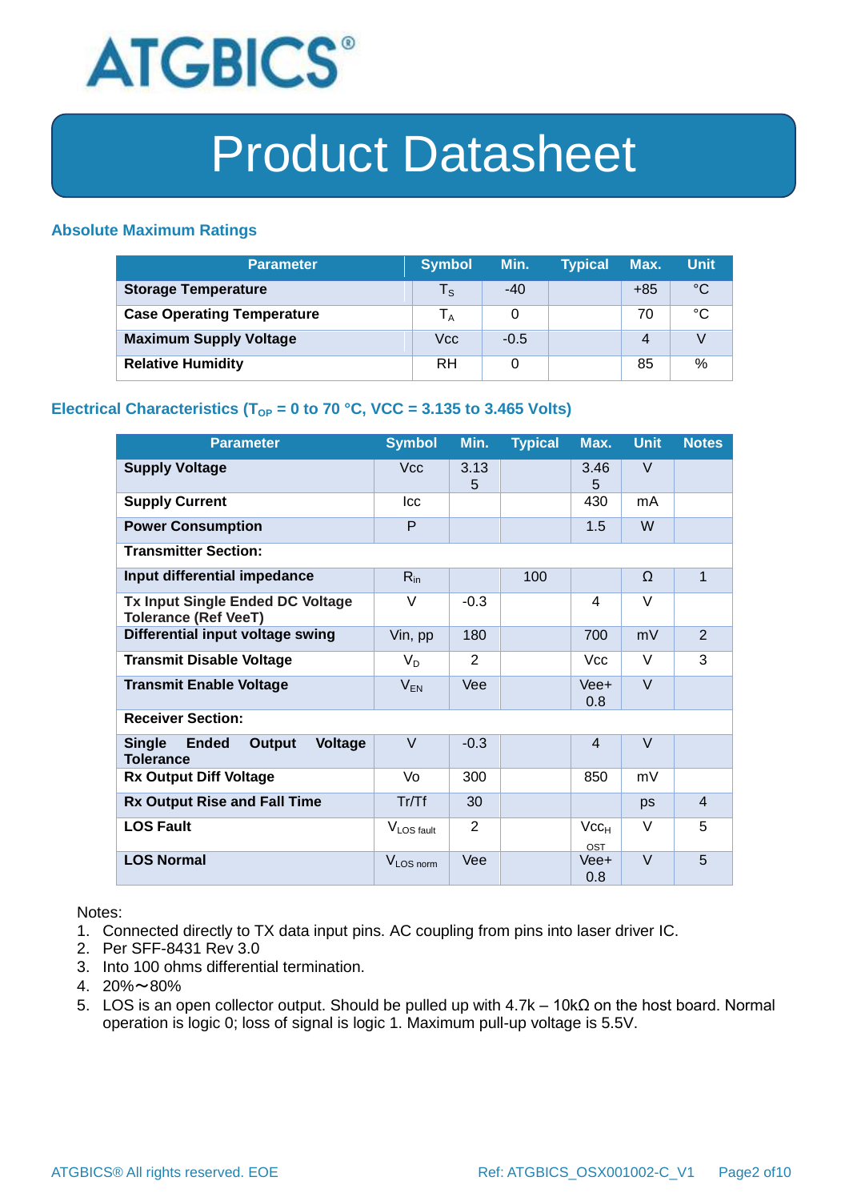# Product Datasheet

### Absolute Maximum Ratings

| Parameter | Symbol | Min. | Typical | Max. | Unit |
|---|---|---|---|---|---|
| **Storage Temperature** | $T_S$ | -40 | | +85 | °C |
| **Case Operating Temperature** | $T_A$ | 0 | | 70 | °C |
| **Maximum Supply Voltage** | Vcc | -0.5 | | 4 | V |
| **Relative Humidity** | RH | 0 | | 85 | % |

### Electrical Characteristics ($T_{OP}$ = 0 to 70 °C, VCC = 3.135 to 3.465 Volts)

| Parameter | Symbol | Min. | Typical | Max. | Unit | Notes |
|---|---|---|---|---|---|---|
| **Supply Voltage** | Vcc | 3.135 | | 3.465 | V | |
| **Supply Current** | Icc | | | 430 | mA | |
| **Power Consumption** | P | | | 1.5 | W | |
| **Transmitter Section:** | | | | | | |
| **Input differential impedance** | $R_{in}$ | | 100 | | Ω | 1 |
| **Tx Input Single Ended DC Voltage Tolerance (Ref VeeT)** | V | -0.3 | | 4 | V | |
| **Differential input voltage swing** | Vin, pp | 180 | | 700 | mV | 2 |
| **Transmit Disable Voltage** | $V_D$ | 2 | | Vcc | V | 3 |
| **Transmit Enable Voltage** | $V_{EN}$ | Vee | | Vee+ 0.8 | V | |
| **Receiver Section:** | | | | | | |
| **Single Ended Output Voltage Tolerance** | V | -0.3 | | 4 | V | |
| **Rx Output Diff Voltage** | Vo | 300 | | 850 | mV | |
| **Rx Output Rise and Fall Time** | Tr/Tf | 30 | | | ps | 4 |
| **LOS Fault** | $V_{LOS\ fault}$ | 2 | | $Vcc_{HOST}$ | V | 5 |
| **LOS Normal** | $V_{LOS\ norm}$ | Vee | | Vee+ 0.8 | V | 5 |

Notes:

1. Connected directly to TX data input pins. AC coupling from pins into laser driver IC.
2. Per SFF-8431 Rev 3.0
3. Into 100 ohms differential termination.
4. 20%～80%
5. LOS is an open collector output. Should be pulled up with 4.7k – 10kΩ on the host board. Normal operation is logic 0; loss of signal is logic 1. Maximum pull-up voltage is 5.5V.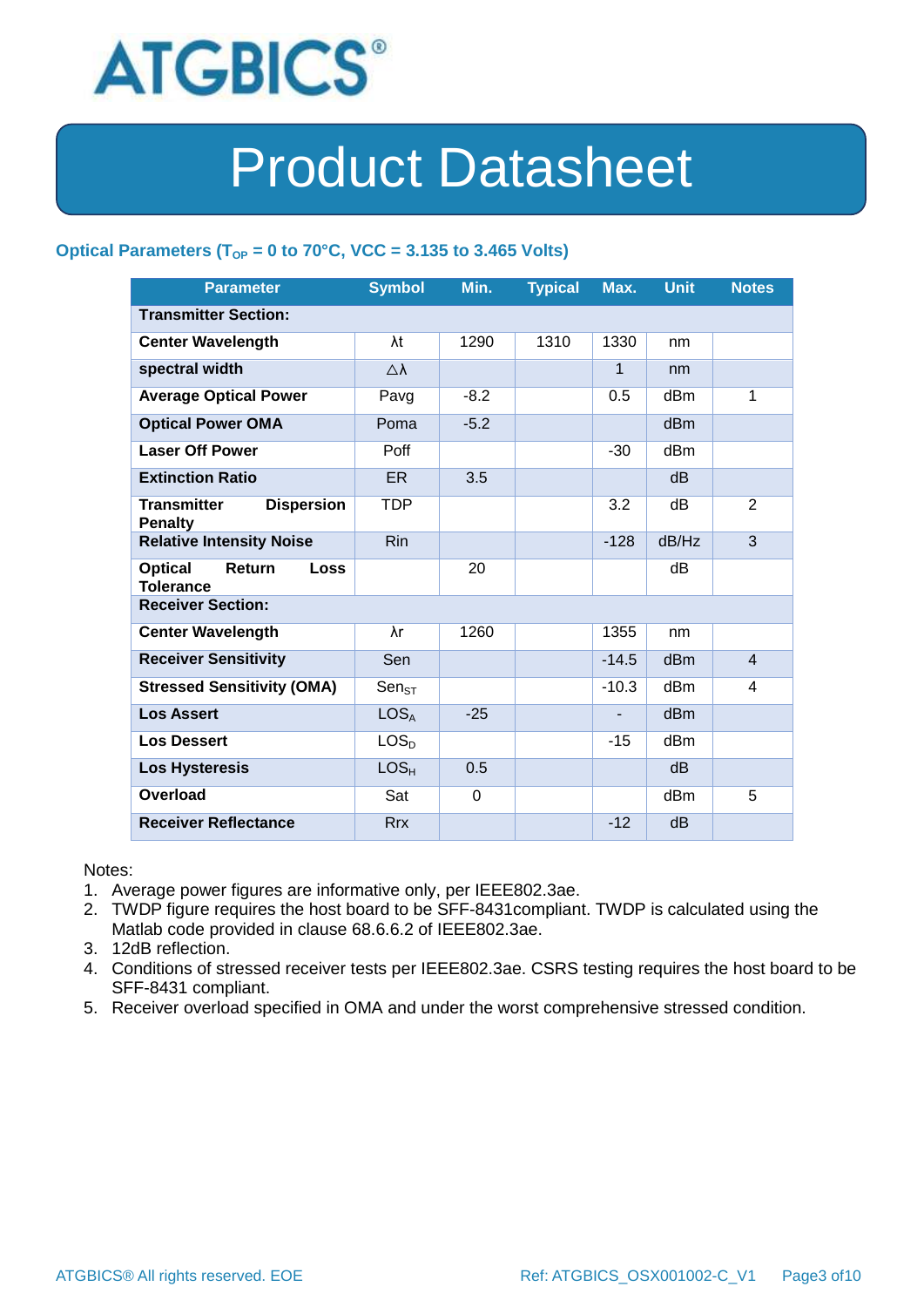ATGBICS®

# Product Datasheet

### Optical Parameters ($T_{OP}$ = 0 to 70°C, VCC = 3.135 to 3.465 Volts)

| Parameter | Symbol | Min. | Typical | Max. | Unit | Notes |
|---|---|---|---|---|---|---|
| **Transmitter Section:** | | | | | | |
| **Center Wavelength** | λt | 1290 | 1310 | 1330 | nm | |
| **spectral width** | △λ | | | 1 | nm | |
| **Average Optical Power** | Pavg | -8.2 | | 0.5 | dBm | 1 |
| **Optical Power OMA** | Poma | -5.2 | | | dBm | |
| **Laser Off Power** | Poff | | | -30 | dBm | |
| **Extinction Ratio** | ER | 3.5 | | | dB | |
| **Transmitter Dispersion Penalty** | TDP | | | 3.2 | dB | 2 |
| **Relative Intensity Noise** | Rin | | | -128 | dB/Hz | 3 |
| **Optical Return Loss Tolerance** | | 20 | | | dB | |
| **Receiver Section:** | | | | | | |
| **Center Wavelength** | λr | 1260 | | 1355 | nm | |
| **Receiver Sensitivity** | Sen | | | -14.5 | dBm | 4 |
| **Stressed Sensitivity (OMA)** | $Sen_{ST}$ | | | -10.3 | dBm | 4 |
| **Los Assert** | $LOS_A$ | -25 | | - | dBm | |
| **Los Dessert** | $LOS_D$ | | | -15 | dBm | |
| **Los Hysteresis** | $LOS_H$ | 0.5 | | | dB | |
| **Overload** | Sat | 0 | | | dBm | 5 |
| **Receiver Reflectance** | Rrx | | | -12 | dB | |

Notes:

1. Average power figures are informative only, per IEEE802.3ae.
2. TWDP figure requires the host board to be SFF-8431compliant. TWDP is calculated using the Matlab code provided in clause 68.6.6.2 of IEEE802.3ae.
3. 12dB reflection.
4. Conditions of stressed receiver tests per IEEE802.3ae. CSRS testing requires the host board to be SFF-8431 compliant.
5. Receiver overload specified in OMA and under the worst comprehensive stressed condition.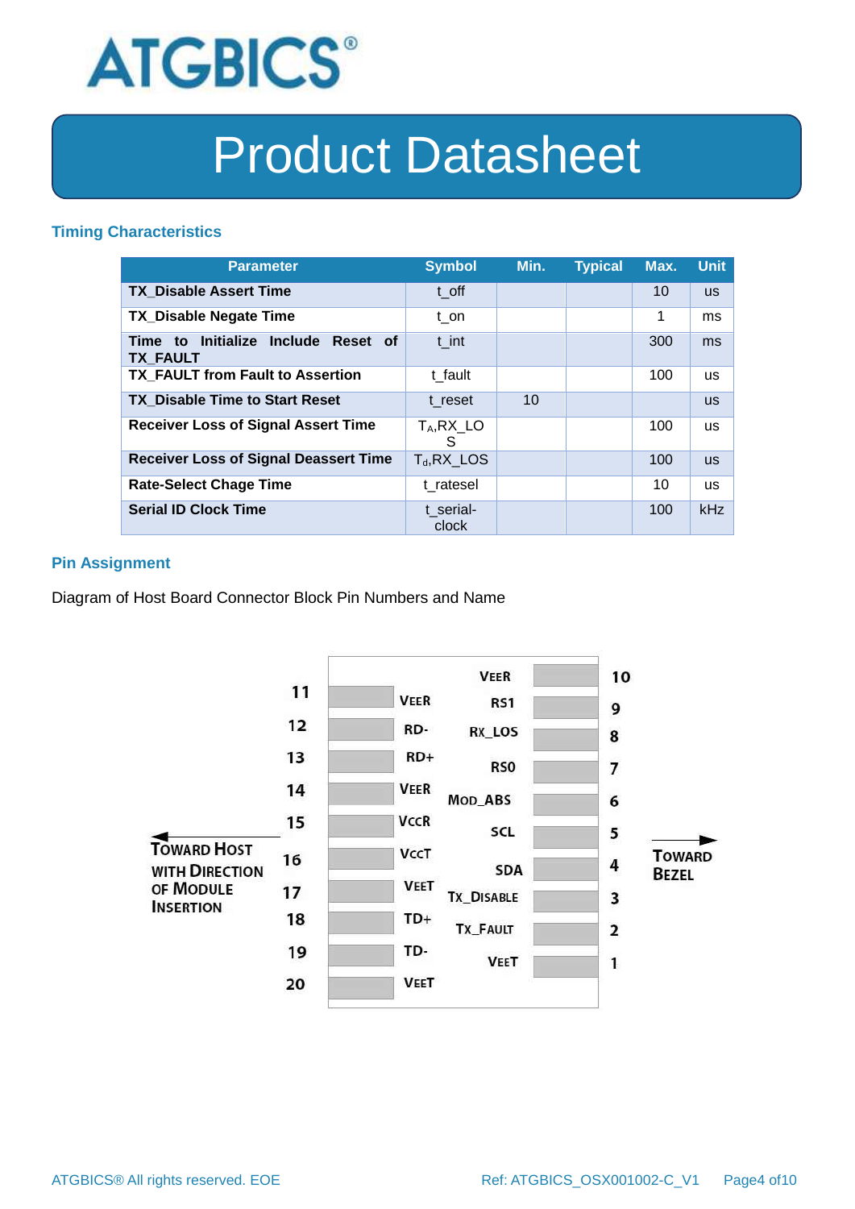## Timing Characteristics

| Parameter | Symbol | Min. | Typical | Max. | Unit |
|---|---|---|---|---|---|
| **TX_Disable Assert Time** | t_off | | | 10 | us |
| **TX_Disable Negate Time** | t_on | | | 1 | ms |
| **Time to Initialize Include Reset of TX_FAULT** | t_int | | | 300 | ms |
| **TX_FAULT from Fault to Assertion** | t_fault | | | 100 | us |
| **TX_Disable Time to Start Reset** | t_reset | 10 | | | us |
| **Receiver Loss of Signal Assert Time** | $T_A$,RX_LOS | | | 100 | us |
| **Receiver Loss of Signal Deassert Time** | $T_d$,RX_LOS | | | 100 | us |
| **Rate-Select Chage Time** | t_ratesel | | | 10 | us |
| **Serial ID Clock Time** | t_serial-clock | | | 100 | kHz |

## Pin Assignment

Diagram of Host Board Connector Block Pin Numbers and Name

| Pin | Name | Pin | Name |
|---|---|---|---|
| 11 | VEER | 10 | VEER |
| 12 | RD- | 9 | RS1 |
| 13 | RD+ | 8 | RX_LOS |
| 14 | VEER | 7 | RS0 |
| 15 | VCCR | 6 | MOD_ABS |
| 16 | VCCT | 5 | SCL |
| 17 | VEET | 4 | SDA |
| 18 | TD+ | 3 | TX_DISABLE |
| 19 | TD- | 2 | TX_FAULT |
| 20 | VEET | 1 | VEET |

← TOWARD HOST WITH DIRECTION OF MODULE INSERTION

→ TOWARD BEZEL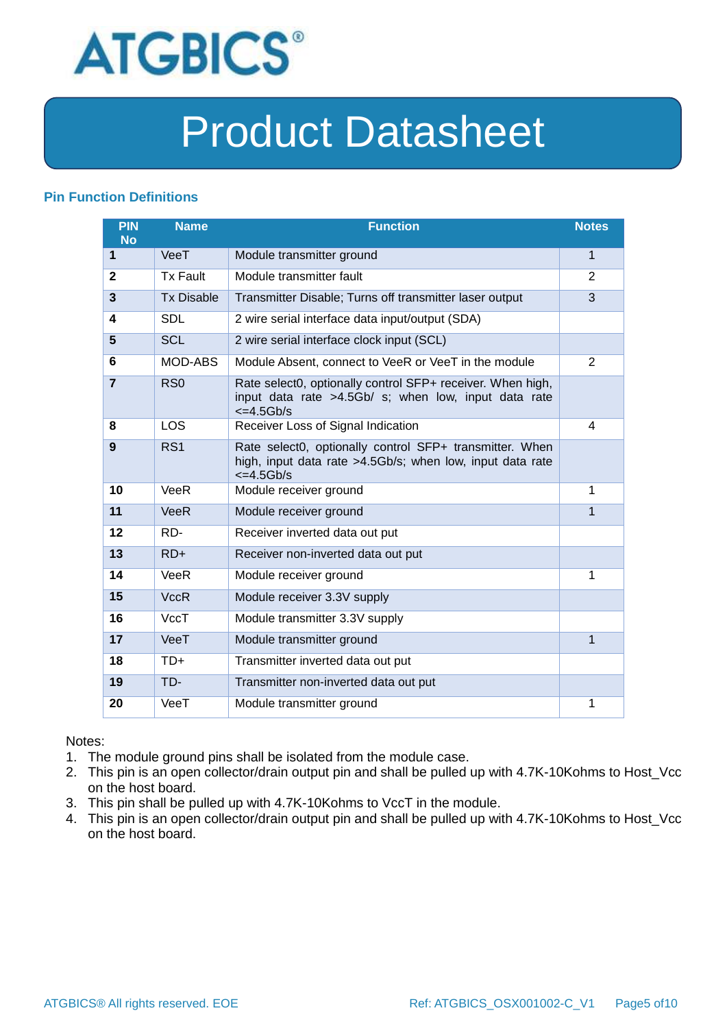## Pin Function Definitions

| PIN No | Name | Function | Notes |
|---|---|---|---|
| **1** | VeeT | Module transmitter ground | 1 |
| **2** | Tx Fault | Module transmitter fault | 2 |
| **3** | Tx Disable | Transmitter Disable; Turns off transmitter laser output | 3 |
| **4** | SDL | 2 wire serial interface data input/output (SDA) | |
| **5** | SCL | 2 wire serial interface clock input (SCL) | |
| **6** | MOD-ABS | Module Absent, connect to VeeR or VeeT in the module | 2 |
| **7** | RS0 | Rate select0, optionally control SFP+ receiver. When high, input data rate >4.5Gb/ s; when low, input data rate <=4.5Gb/s | |
| **8** | LOS | Receiver Loss of Signal Indication | 4 |
| **9** | RS1 | Rate select0, optionally control SFP+ transmitter. When high, input data rate >4.5Gb/s; when low, input data rate <=4.5Gb/s | |
| **10** | VeeR | Module receiver ground | 1 |
| **11** | VeeR | Module receiver ground | 1 |
| **12** | RD- | Receiver inverted data out put | |
| **13** | RD+ | Receiver non-inverted data out put | |
| **14** | VeeR | Module receiver ground | 1 |
| **15** | VccR | Module receiver 3.3V supply | |
| **16** | VccT | Module transmitter 3.3V supply | |
| **17** | VeeT | Module transmitter ground | 1 |
| **18** | TD+ | Transmitter inverted data out put | |
| **19** | TD- | Transmitter non-inverted data out put | |
| **20** | VeeT | Module transmitter ground | 1 |

Notes:

1. The module ground pins shall be isolated from the module case.
2. This pin is an open collector/drain output pin and shall be pulled up with 4.7K-10Kohms to Host_Vcc on the host board.
3. This pin shall be pulled up with 4.7K-10Kohms to VccT in the module.
4. This pin is an open collector/drain output pin and shall be pulled up with 4.7K-10Kohms to Host_Vcc on the host board.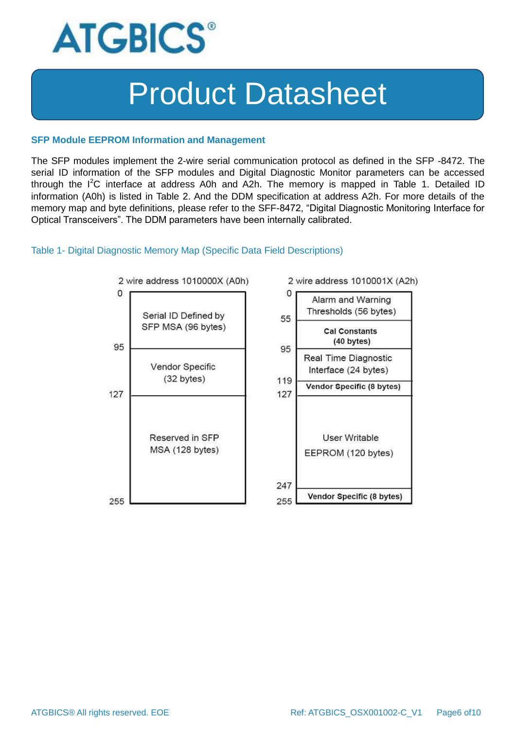## SFP Module EEPROM Information and Management

The SFP modules implement the 2-wire serial communication protocol as defined in the SFP -8472. The serial ID information of the SFP modules and Digital Diagnostic Monitor parameters can be accessed through the I$^2$C interface at address A0h and A2h. The memory is mapped in Table 1. Detailed ID information (A0h) is listed in Table 2. And the DDM specification at address A2h. For more details of the memory map and byte definitions, please refer to the SFF-8472, "Digital Diagnostic Monitoring Interface for Optical Transceivers". The DDM parameters have been internally calibrated.

Table 1- Digital Diagnostic Memory Map (Specific Data Field Descriptions)

**2 wire address 1010000X (A0h)**

| Address | Content |
|---|---|
| 0–95 | Serial ID Defined by SFP MSA (96 bytes) |
| 95–127 | Vendor Specific (32 bytes) |
| 127–255 | Reserved in SFP MSA (128 bytes) |

**2 wire address 1010001X (A2h)**

| Address | Content |
|---|---|
| 0–55 | Alarm and Warning Thresholds (56 bytes) |
| 55–95 | Cal Constants (40 bytes) |
| 95–119 | Real Time Diagnostic Interface (24 bytes) |
| 119–127 | Vendor Specific (8 bytes) |
| 127–247 | User Writable EEPROM (120 bytes) |
| 247–255 | Vendor Specific (8 bytes) |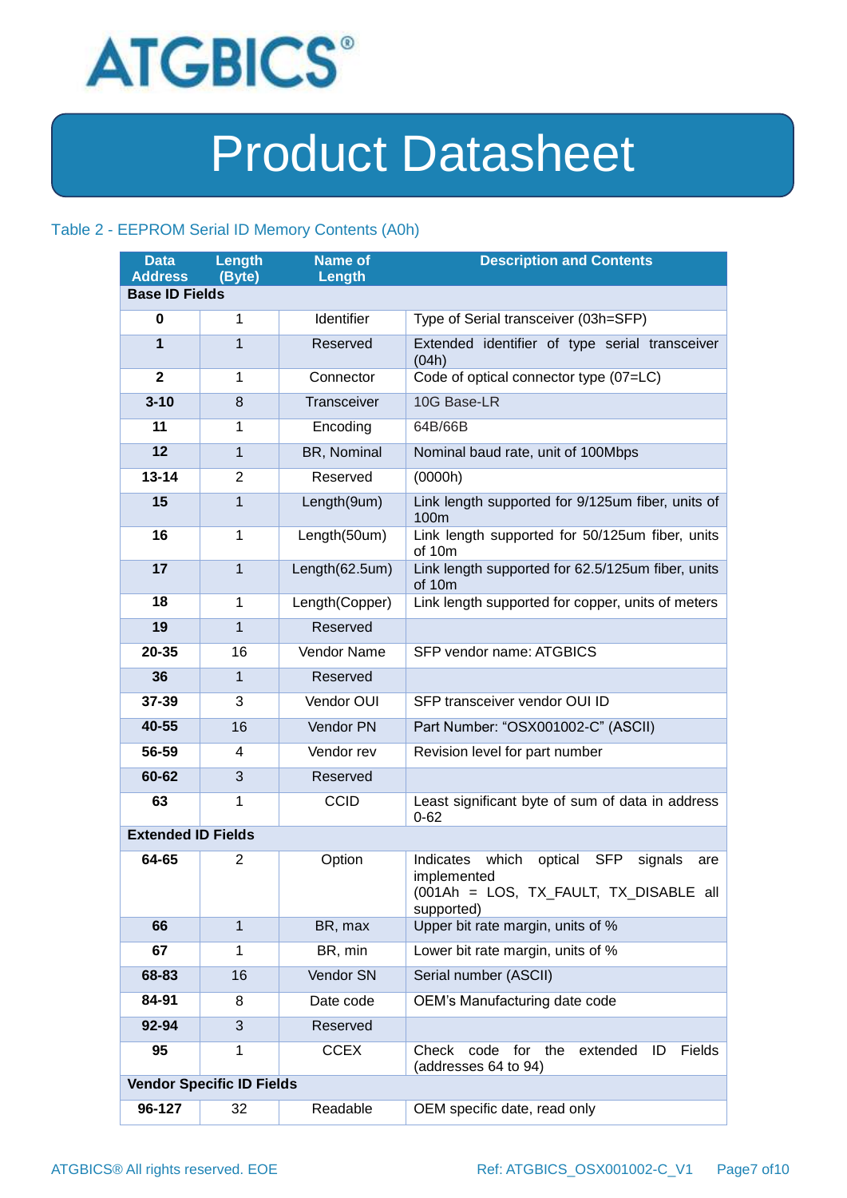Table 2 - EEPROM Serial ID Memory Contents (A0h)

| Data Address | Length (Byte) | Name of Length | Description and Contents |
|---|---|---|---|
| **Base ID Fields** | | | |
| **0** | 1 | Identifier | Type of Serial transceiver (03h=SFP) |
| **1** | 1 | Reserved | Extended identifier of type serial transceiver (04h) |
| **2** | 1 | Connector | Code of optical connector type (07=LC) |
| **3-10** | 8 | Transceiver | 10G Base-LR |
| **11** | 1 | Encoding | 64B/66B |
| **12** | 1 | BR, Nominal | Nominal baud rate, unit of 100Mbps |
| **13-14** | 2 | Reserved | (0000h) |
| **15** | 1 | Length(9um) | Link length supported for 9/125um fiber, units of 100m |
| **16** | 1 | Length(50um) | Link length supported for 50/125um fiber, units of 10m |
| **17** | 1 | Length(62.5um) | Link length supported for 62.5/125um fiber, units of 10m |
| **18** | 1 | Length(Copper) | Link length supported for copper, units of meters |
| **19** | 1 | Reserved | |
| **20-35** | 16 | Vendor Name | SFP vendor name: ATGBICS |
| **36** | 1 | Reserved | |
| **37-39** | 3 | Vendor OUI | SFP transceiver vendor OUI ID |
| **40-55** | 16 | Vendor PN | Part Number: "OSX001002-C" (ASCII) |
| **56-59** | 4 | Vendor rev | Revision level for part number |
| **60-62** | 3 | Reserved | |
| **63** | 1 | CCID | Least significant byte of sum of data in address 0-62 |
| **Extended ID Fields** | | | |
| **64-65** | 2 | Option | Indicates which optical SFP signals are implemented (001Ah = LOS, TX_FAULT, TX_DISABLE all supported) |
| **66** | 1 | BR, max | Upper bit rate margin, units of % |
| **67** | 1 | BR, min | Lower bit rate margin, units of % |
| **68-83** | 16 | Vendor SN | Serial number (ASCII) |
| **84-91** | 8 | Date code | OEM's Manufacturing date code |
| **92-94** | 3 | Reserved | |
| **95** | 1 | CCEX | Check code for the extended ID Fields (addresses 64 to 94) |
| **Vendor Specific ID Fields** | | | |
| **96-127** | 32 | Readable | OEM specific date, read only |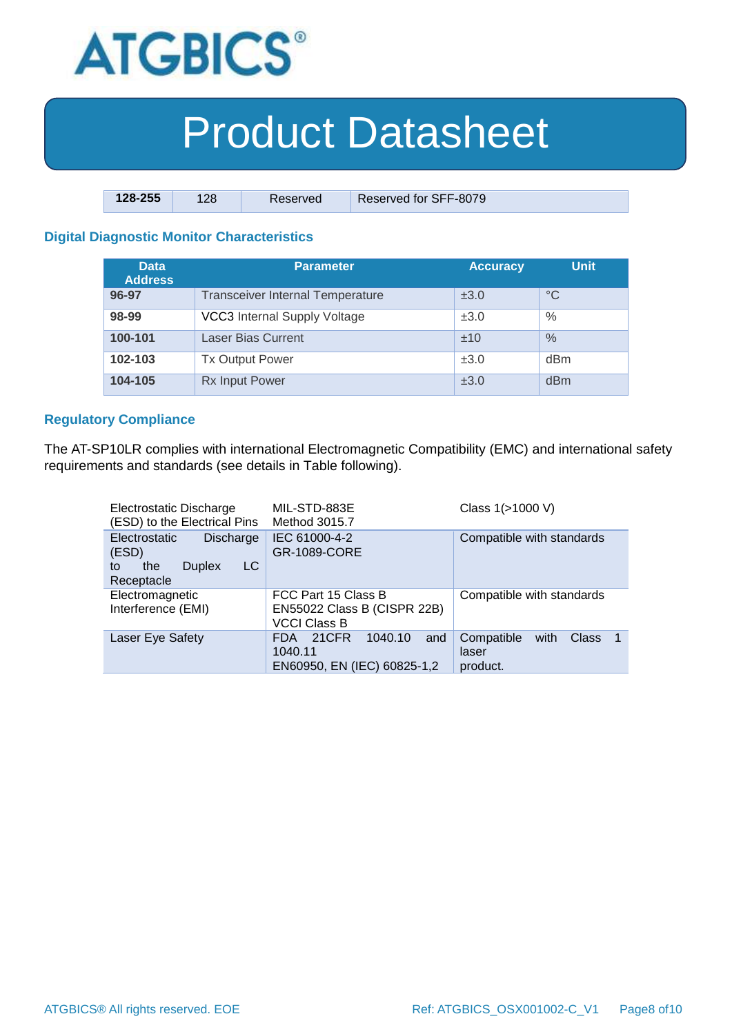| 128-255 | 128 | Reserved | Reserved for SFF-8079 |
|---|---|---|---|

### Digital Diagnostic Monitor Characteristics

| Data Address | Parameter | Accuracy | Unit |
|---|---|---|---|
| **96-97** | Transceiver Internal Temperature | ±3.0 | °C |
| **98-99** | VCC3 Internal Supply Voltage | ±3.0 | % |
| **100-101** | Laser Bias Current | ±10 | % |
| **102-103** | Tx Output Power | ±3.0 | dBm |
| **104-105** | Rx Input Power | ±3.0 | dBm |

### Regulatory Compliance

The AT-SP10LR complies with international Electromagnetic Compatibility (EMC) and international safety requirements and standards (see details in Table following).

| | | |
|---|---|---|
| Electrostatic Discharge (ESD) to the Electrical Pins | MIL-STD-883E Method 3015.7 | Class 1(>1000 V) |
| Electrostatic Discharge (ESD) to the Duplex LC Receptacle | IEC 61000-4-2 GR-1089-CORE | Compatible with standards |
| Electromagnetic Interference (EMI) | FCC Part 15 Class B EN55022 Class B (CISPR 22B) VCCI Class B | Compatible with standards |
| Laser Eye Safety | FDA 21CFR 1040.10 and 1040.11 EN60950, EN (IEC) 60825-1,2 | Compatible with Class 1 laser product. |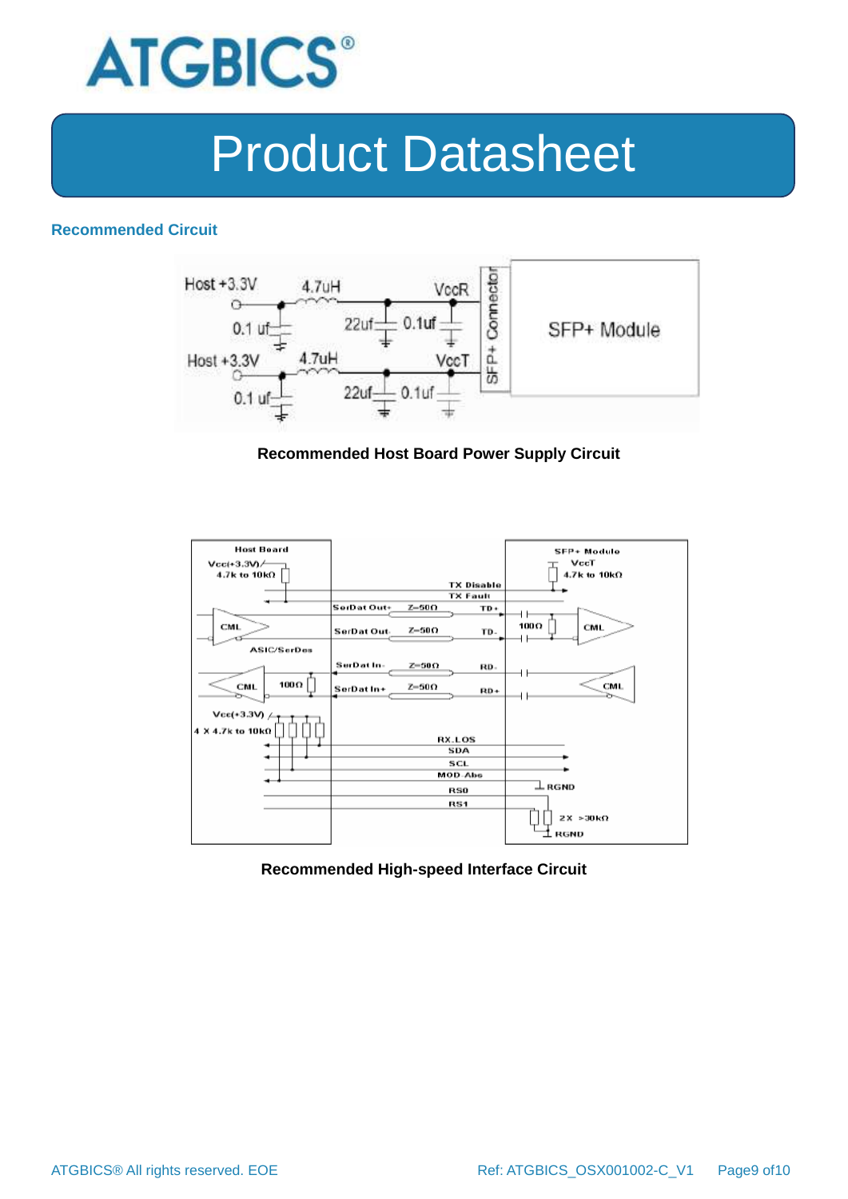## Recommended Circuit

Recommended Host Board Power Supply Circuit

Recommended High-speed Interface Circuit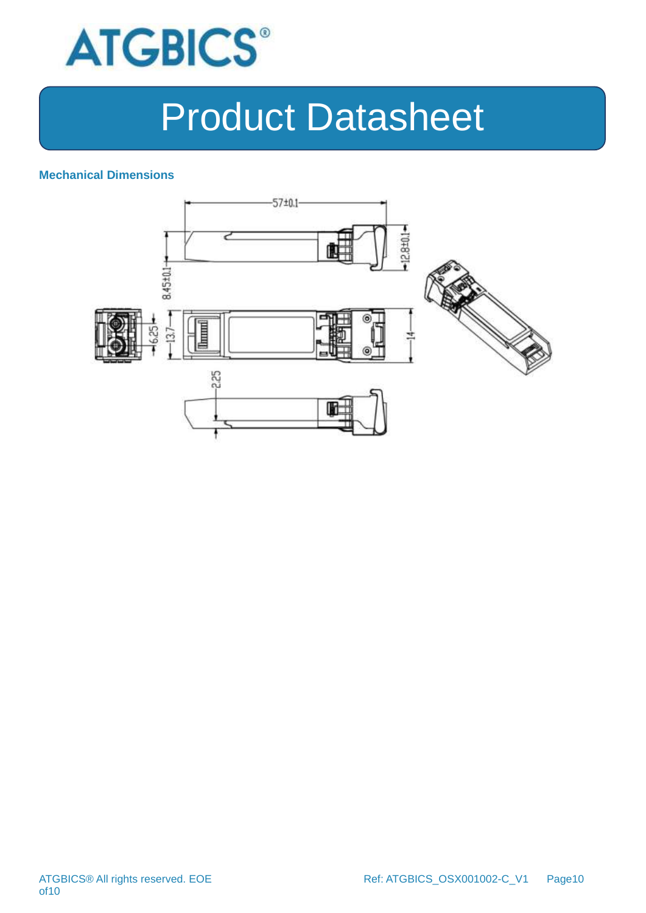## Mechanical Dimensions

57±0.1

12.8±0.1

8.45±0.1

6.25

13.7

14

2.25